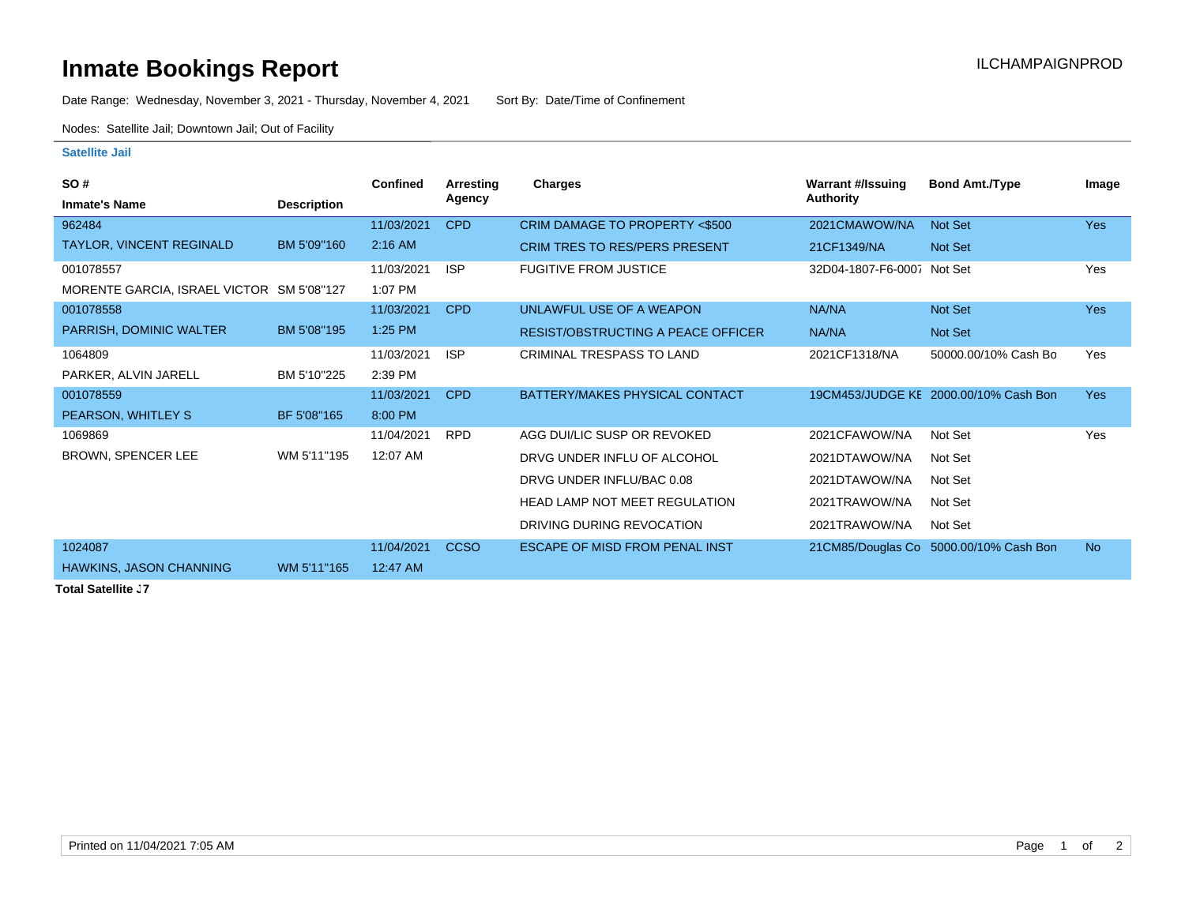# Inmate Bookings Report

ILCHAMPAIGNPROD

Date Range: Wednesday, November 3, 2021 - Thursday, November 4, 2021 Sort By: Date/Time of Confinement

Nodes: Satellite Jail; Downtown Jail; Out of Facility

**Satellite Jail**

| SO # / Inmate's Name | Description | Confined | Arresting Agency | Charges | Warrant #/Issuing Authority | Bond Amt./Type | Image |
|---|---|---|---|---|---|---|---|
| 962484 | | 11/03/2021 | CPD | CRIM DAMAGE TO PROPERTY <$500 | 2021CMAWOW/NA | Not Set | Yes |
| TAYLOR, VINCENT REGINALD | BM 5'09"160 | 2:16 AM | | CRIM TRES TO RES/PERS PRESENT | 21CF1349/NA | Not Set | |
| 001078557 | | 11/03/2021 | ISP | FUGITIVE FROM JUSTICE | 32D04-1807-F6-0007 | Not Set | Yes |
| MORENTE GARCIA, ISRAEL VICTOR | SM 5'08"127 | 1:07 PM | | | | | |
| 001078558 | | 11/03/2021 | CPD | UNLAWFUL USE OF A WEAPON | NA/NA | Not Set | Yes |
| PARRISH, DOMINIC WALTER | BM 5'08"195 | 1:25 PM | | RESIST/OBSTRUCTING A PEACE OFFICER | NA/NA | Not Set | |
| 1064809 | | 11/03/2021 | ISP | CRIMINAL TRESPASS TO LAND | 2021CF1318/NA | 50000.00/10% Cash Bo | Yes |
| PARKER, ALVIN JARELL | BM 5'10"225 | 2:39 PM | | | | | |
| 001078559 | | 11/03/2021 | CPD | BATTERY/MAKES PHYSICAL CONTACT | 19CM453/JUDGE KE | 2000.00/10% Cash Bon | Yes |
| PEARSON, WHITLEY S | BF 5'08"165 | 8:00 PM | | | | | |
| 1069869 | | 11/04/2021 | RPD | AGG DUI/LIC SUSP OR REVOKED | 2021CFAWOW/NA | Not Set | Yes |
| BROWN, SPENCER LEE | WM 5'11"195 | 12:07 AM | | DRVG UNDER INFLU OF ALCOHOL | 2021DTAWOW/NA | Not Set | |
| | | | | DRVG UNDER INFLU/BAC 0.08 | 2021DTAWOW/NA | Not Set | |
| | | | | HEAD LAMP NOT MEET REGULATION | 2021TRAWOW/NA | Not Set | |
| | | | | DRIVING DURING REVOCATION | 2021TRAWOW/NA | Not Set | |
| 1024087 | | 11/04/2021 | CCSO | ESCAPE OF MISD FROM PENAL INST | 21CM85/Douglas Co | 5000.00/10% Cash Bon | No |
| HAWKINS, JASON CHANNING | WM 5'11"165 | 12:47 AM | | | | | |

**Total Satellite J7**

Printed on 11/04/2021 7:05 AM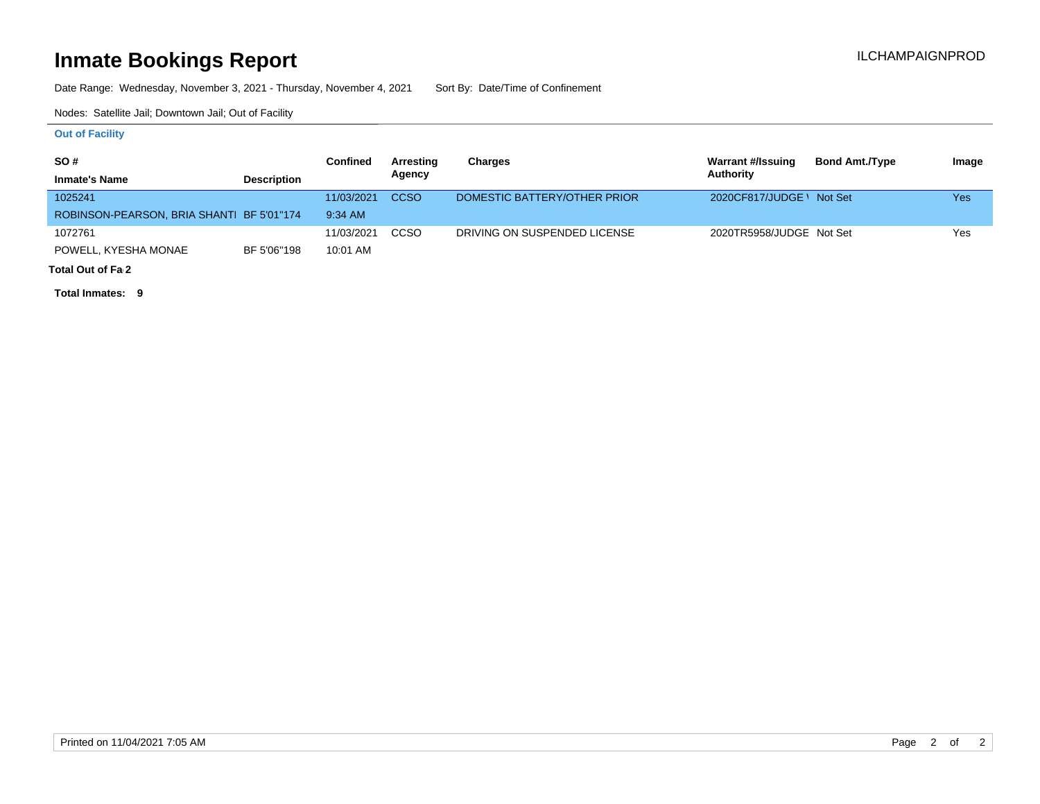# Inmate Bookings Report

ILCHAMPAIGNPROD

Date Range: Wednesday, November 3, 2021 - Thursday, November 4, 2021 Sort By: Date/Time of Confinement

Nodes: Satellite Jail; Downtown Jail; Out of Facility

### Out of Facility

| SO # / Inmate's Name | Description | Confined | Arresting Agency | Charges | Warrant #/Issuing Authority | Bond Amt./Type | Image |
|---|---|---|---|---|---|---|---|
| 1025241<br>ROBINSON-PEARSON, BRIA SHANTI | BF 5'01"174 | 11/03/2021<br>9:34 AM | CCSO | DOMESTIC BATTERY/OTHER PRIOR | 2020CF817/JUDGE \ | Not Set | Yes |
| 1072761<br>POWELL, KYESHA MONAE | BF 5'06"198 | 11/03/2021<br>10:01 AM | CCSO | DRIVING ON SUSPENDED LICENSE | 2020TR5958/JUDGE | Not Set | Yes |

**Total Out of Fa 2**

**Total Inmates: 9**

Printed on 11/04/2021 7:05 AM